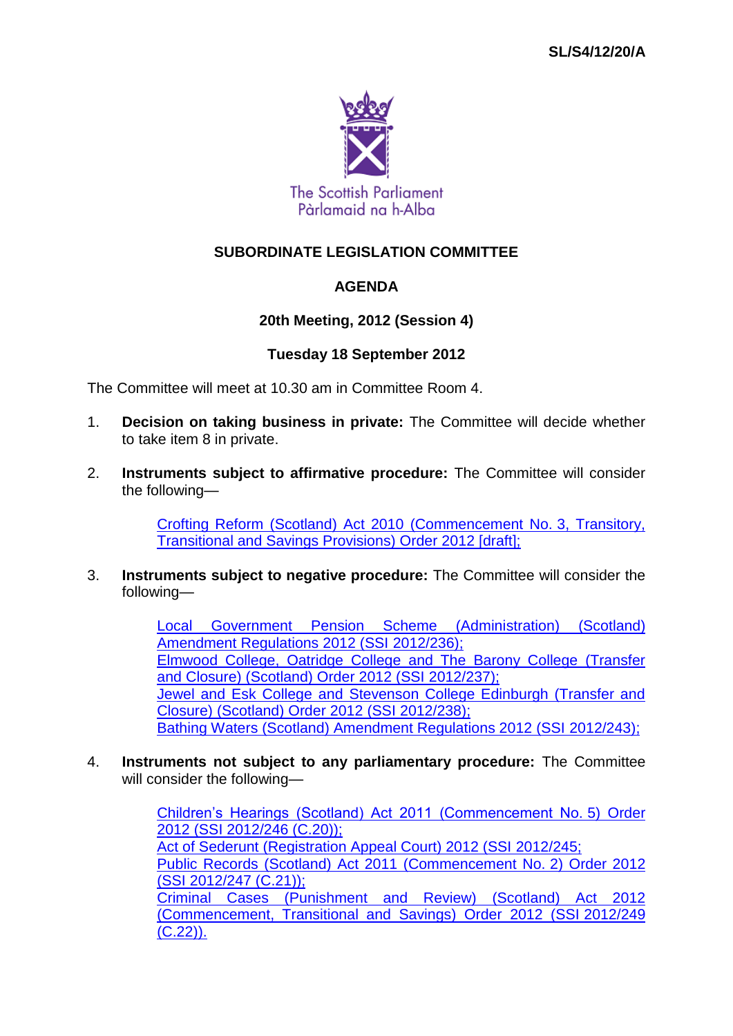SL/S4/12/20/A

The Scottish Parliament
Pàrlamaid na h-Alba

# SUBORDINATE LEGISLATION COMMITTEE

## AGENDA

### 20th Meeting, 2012 (Session 4)

### Tuesday 18 September 2012

The Committee will meet at 10.30 am in Committee Room 4.

1. **Decision on taking business in private:** The Committee will decide whether to take item 8 in private.

2. **Instruments subject to affirmative procedure:** The Committee will consider the following—

   Crofting Reform (Scotland) Act 2010 (Commencement No. 3, Transitory, Transitional and Savings Provisions) Order 2012 [draft];

3. **Instruments subject to negative procedure:** The Committee will consider the following—

   Local Government Pension Scheme (Administration) (Scotland) Amendment Regulations 2012 (SSI 2012/236);
   Elmwood College, Oatridge College and The Barony College (Transfer and Closure) (Scotland) Order 2012 (SSI 2012/237);
   Jewel and Esk College and Stevenson College Edinburgh (Transfer and Closure) (Scotland) Order 2012 (SSI 2012/238);
   Bathing Waters (Scotland) Amendment Regulations 2012 (SSI 2012/243);

4. **Instruments not subject to any parliamentary procedure:** The Committee will consider the following—

   Children's Hearings (Scotland) Act 2011 (Commencement No. 5) Order 2012 (SSI 2012/246 (C.20));
   Act of Sederunt (Registration Appeal Court) 2012 (SSI 2012/245;
   Public Records (Scotland) Act 2011 (Commencement No. 2) Order 2012 (SSI 2012/247 (C.21));
   Criminal Cases (Punishment and Review) (Scotland) Act 2012 (Commencement, Transitional and Savings) Order 2012 (SSI 2012/249 (C.22)).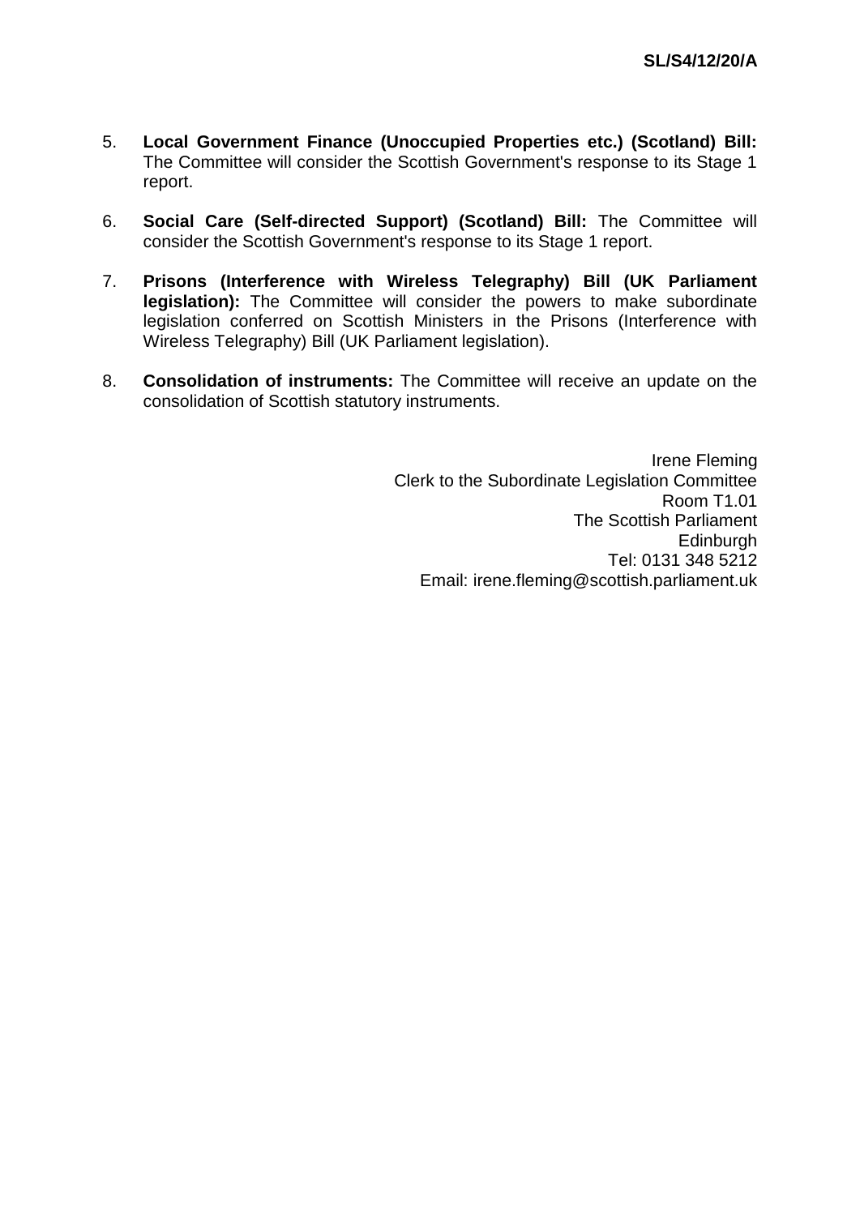5. **Local Government Finance (Unoccupied Properties etc.) (Scotland) Bill:** The Committee will consider the Scottish Government's response to its Stage 1 report.

6. **Social Care (Self-directed Support) (Scotland) Bill:** The Committee will consider the Scottish Government's response to its Stage 1 report.

7. **Prisons (Interference with Wireless Telegraphy) Bill (UK Parliament legislation):** The Committee will consider the powers to make subordinate legislation conferred on Scottish Ministers in the Prisons (Interference with Wireless Telegraphy) Bill (UK Parliament legislation).

8. **Consolidation of instruments:** The Committee will receive an update on the consolidation of Scottish statutory instruments.

Irene Fleming
Clerk to the Subordinate Legislation Committee
Room T1.01
The Scottish Parliament
Edinburgh
Tel: 0131 348 5212
Email: irene.fleming@scottish.parliament.uk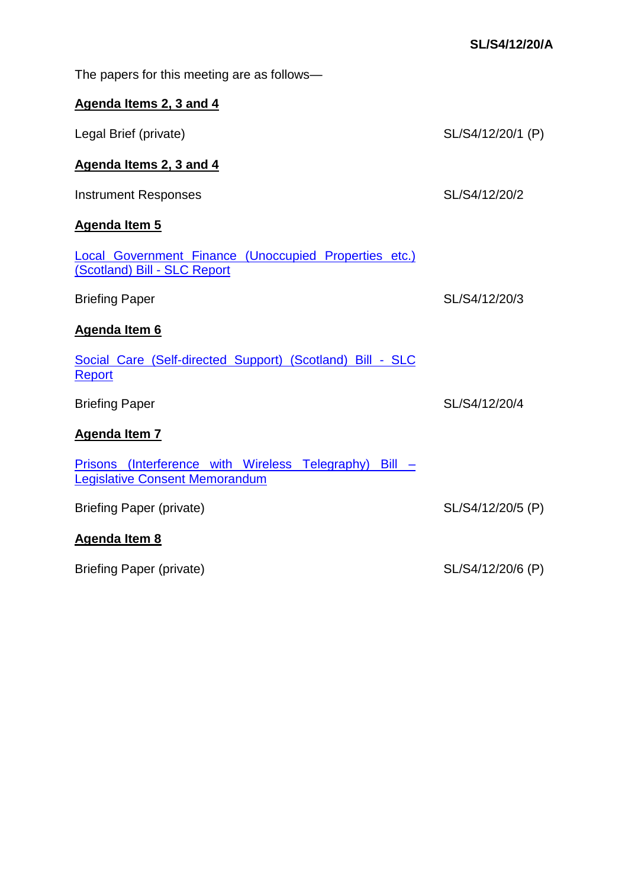**SL/S4/12/20/A**

The papers for this meeting are as follows—

**Agenda Items 2, 3 and 4**

Legal Brief (private) — SL/S4/12/20/1 (P)

**Agenda Items 2, 3 and 4**

Instrument Responses — SL/S4/12/20/2

**Agenda Item 5**

Local Government Finance (Unoccupied Properties etc.) (Scotland) Bill - SLC Report

Briefing Paper — SL/S4/12/20/3

**Agenda Item 6**

Social Care (Self-directed Support) (Scotland) Bill - SLC Report

Briefing Paper — SL/S4/12/20/4

**Agenda Item 7**

Prisons (Interference with Wireless Telegraphy) Bill – Legislative Consent Memorandum

Briefing Paper (private) — SL/S4/12/20/5 (P)

**Agenda Item 8**

Briefing Paper (private) — SL/S4/12/20/6 (P)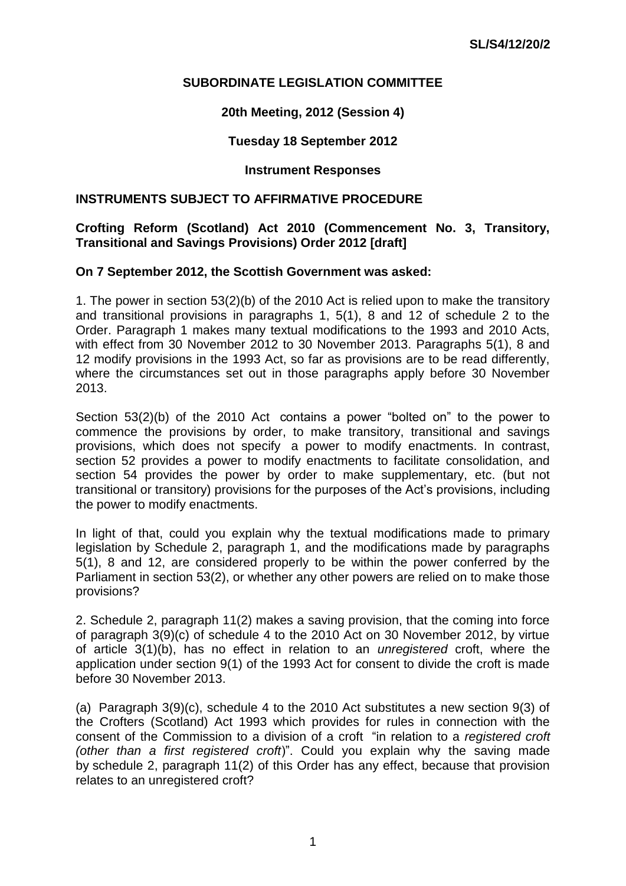**SUBORDINATE LEGISLATION COMMITTEE**

**20th Meeting, 2012 (Session 4)**

**Tuesday 18 September 2012**

**Instrument Responses**

**INSTRUMENTS SUBJECT TO AFFIRMATIVE PROCEDURE**

**Crofting Reform (Scotland) Act 2010 (Commencement No. 3, Transitory, Transitional and Savings Provisions) Order 2012 [draft]**

**On 7 September 2012, the Scottish Government was asked:**

1. The power in section 53(2)(b) of the 2010 Act is relied upon to make the transitory and transitional provisions in paragraphs 1, 5(1), 8 and 12 of schedule 2 to the Order. Paragraph 1 makes many textual modifications to the 1993 and 2010 Acts, with effect from 30 November 2012 to 30 November 2013. Paragraphs 5(1), 8 and 12 modify provisions in the 1993 Act, so far as provisions are to be read differently, where the circumstances set out in those paragraphs apply before 30 November 2013.

Section 53(2)(b) of the 2010 Act contains a power "bolted on" to the power to commence the provisions by order, to make transitory, transitional and savings provisions, which does not specify a power to modify enactments. In contrast, section 52 provides a power to modify enactments to facilitate consolidation, and section 54 provides the power by order to make supplementary, etc. (but not transitional or transitory) provisions for the purposes of the Act's provisions, including the power to modify enactments.

In light of that, could you explain why the textual modifications made to primary legislation by Schedule 2, paragraph 1, and the modifications made by paragraphs 5(1), 8 and 12, are considered properly to be within the power conferred by the Parliament in section 53(2), or whether any other powers are relied on to make those provisions?

2. Schedule 2, paragraph 11(2) makes a saving provision, that the coming into force of paragraph 3(9)(c) of schedule 4 to the 2010 Act on 30 November 2012, by virtue of article 3(1)(b), has no effect in relation to an *unregistered* croft, where the application under section 9(1) of the 1993 Act for consent to divide the croft is made before 30 November 2013.

(a) Paragraph 3(9)(c), schedule 4 to the 2010 Act substitutes a new section 9(3) of the Crofters (Scotland) Act 1993 which provides for rules in connection with the consent of the Commission to a division of a croft "in relation to a *registered croft (other than a first registered croft*)". Could you explain why the saving made by schedule 2, paragraph 11(2) of this Order has any effect, because that provision relates to an unregistered croft?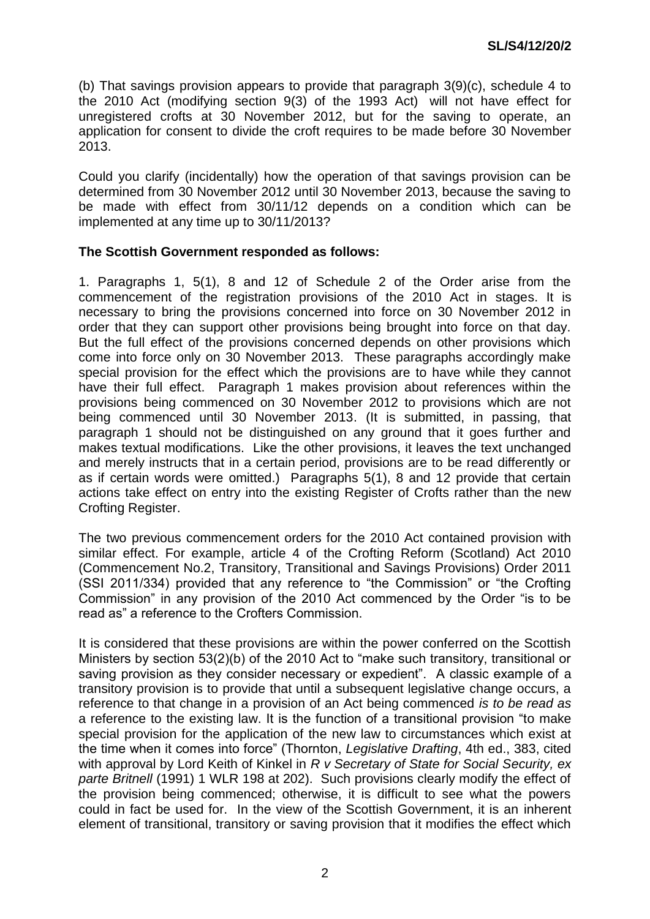(b) That savings provision appears to provide that paragraph 3(9)(c), schedule 4 to the 2010 Act (modifying section 9(3) of the 1993 Act) will not have effect for unregistered crofts at 30 November 2012, but for the saving to operate, an application for consent to divide the croft requires to be made before 30 November 2013.

Could you clarify (incidentally) how the operation of that savings provision can be determined from 30 November 2012 until 30 November 2013, because the saving to be made with effect from 30/11/12 depends on a condition which can be implemented at any time up to 30/11/2013?

**The Scottish Government responded as follows:**

1. Paragraphs 1, 5(1), 8 and 12 of Schedule 2 of the Order arise from the commencement of the registration provisions of the 2010 Act in stages. It is necessary to bring the provisions concerned into force on 30 November 2012 in order that they can support other provisions being brought into force on that day. But the full effect of the provisions concerned depends on other provisions which come into force only on 30 November 2013. These paragraphs accordingly make special provision for the effect which the provisions are to have while they cannot have their full effect. Paragraph 1 makes provision about references within the provisions being commenced on 30 November 2012 to provisions which are not being commenced until 30 November 2013. (It is submitted, in passing, that paragraph 1 should not be distinguished on any ground that it goes further and makes textual modifications. Like the other provisions, it leaves the text unchanged and merely instructs that in a certain period, provisions are to be read differently or as if certain words were omitted.) Paragraphs 5(1), 8 and 12 provide that certain actions take effect on entry into the existing Register of Crofts rather than the new Crofting Register.

The two previous commencement orders for the 2010 Act contained provision with similar effect. For example, article 4 of the Crofting Reform (Scotland) Act 2010 (Commencement No.2, Transitory, Transitional and Savings Provisions) Order 2011 (SSI 2011/334) provided that any reference to "the Commission" or "the Crofting Commission" in any provision of the 2010 Act commenced by the Order "is to be read as" a reference to the Crofters Commission.

It is considered that these provisions are within the power conferred on the Scottish Ministers by section 53(2)(b) of the 2010 Act to "make such transitory, transitional or saving provision as they consider necessary or expedient". A classic example of a transitory provision is to provide that until a subsequent legislative change occurs, a reference to that change in a provision of an Act being commenced *is to be read as* a reference to the existing law. It is the function of a transitional provision "to make special provision for the application of the new law to circumstances which exist at the time when it comes into force" (Thornton, *Legislative Drafting*, 4th ed., 383, cited with approval by Lord Keith of Kinkel in *R v Secretary of State for Social Security, ex parte Britnell* (1991) 1 WLR 198 at 202). Such provisions clearly modify the effect of the provision being commenced; otherwise, it is difficult to see what the powers could in fact be used for. In the view of the Scottish Government, it is an inherent element of transitional, transitory or saving provision that it modifies the effect which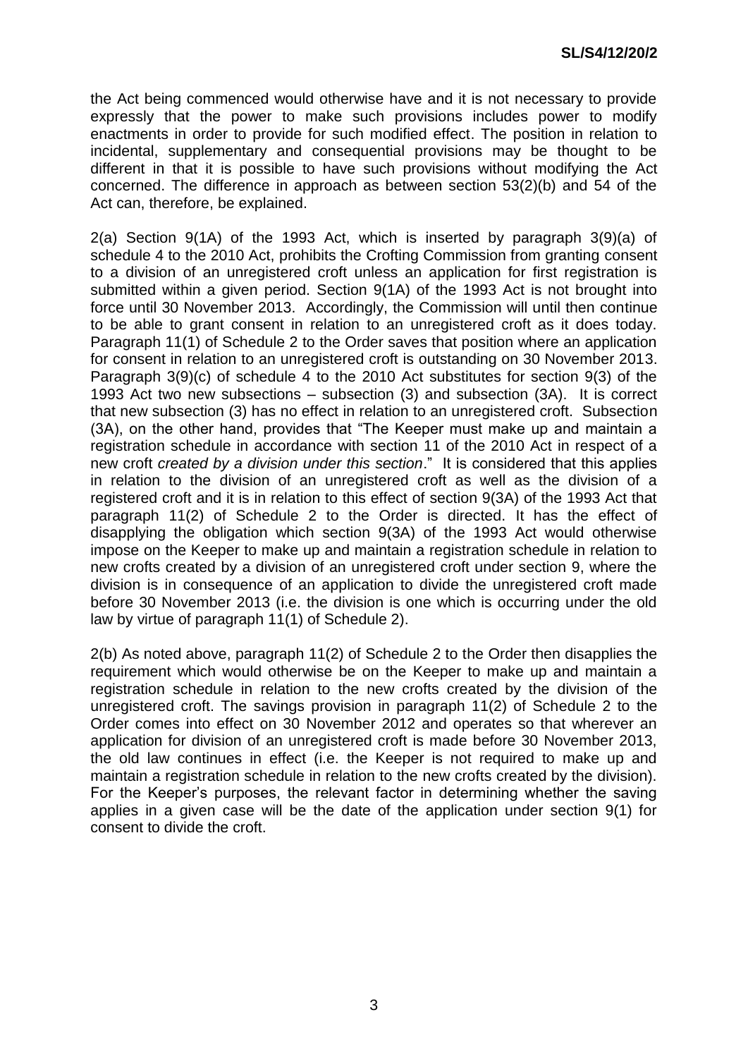the Act being commenced would otherwise have and it is not necessary to provide expressly that the power to make such provisions includes power to modify enactments in order to provide for such modified effect. The position in relation to incidental, supplementary and consequential provisions may be thought to be different in that it is possible to have such provisions without modifying the Act concerned. The difference in approach as between section 53(2)(b) and 54 of the Act can, therefore, be explained.

2(a) Section 9(1A) of the 1993 Act, which is inserted by paragraph 3(9)(a) of schedule 4 to the 2010 Act, prohibits the Crofting Commission from granting consent to a division of an unregistered croft unless an application for first registration is submitted within a given period. Section 9(1A) of the 1993 Act is not brought into force until 30 November 2013. Accordingly, the Commission will until then continue to be able to grant consent in relation to an unregistered croft as it does today. Paragraph 11(1) of Schedule 2 to the Order saves that position where an application for consent in relation to an unregistered croft is outstanding on 30 November 2013. Paragraph 3(9)(c) of schedule 4 to the 2010 Act substitutes for section 9(3) of the 1993 Act two new subsections – subsection (3) and subsection (3A). It is correct that new subsection (3) has no effect in relation to an unregistered croft. Subsection (3A), on the other hand, provides that "The Keeper must make up and maintain a registration schedule in accordance with section 11 of the 2010 Act in respect of a new croft *created by a division under this section*." It is considered that this applies in relation to the division of an unregistered croft as well as the division of a registered croft and it is in relation to this effect of section 9(3A) of the 1993 Act that paragraph 11(2) of Schedule 2 to the Order is directed. It has the effect of disapplying the obligation which section 9(3A) of the 1993 Act would otherwise impose on the Keeper to make up and maintain a registration schedule in relation to new crofts created by a division of an unregistered croft under section 9, where the division is in consequence of an application to divide the unregistered croft made before 30 November 2013 (i.e. the division is one which is occurring under the old law by virtue of paragraph 11(1) of Schedule 2).

2(b) As noted above, paragraph 11(2) of Schedule 2 to the Order then disapplies the requirement which would otherwise be on the Keeper to make up and maintain a registration schedule in relation to the new crofts created by the division of the unregistered croft. The savings provision in paragraph 11(2) of Schedule 2 to the Order comes into effect on 30 November 2012 and operates so that wherever an application for division of an unregistered croft is made before 30 November 2013, the old law continues in effect (i.e. the Keeper is not required to make up and maintain a registration schedule in relation to the new crofts created by the division). For the Keeper's purposes, the relevant factor in determining whether the saving applies in a given case will be the date of the application under section 9(1) for consent to divide the croft.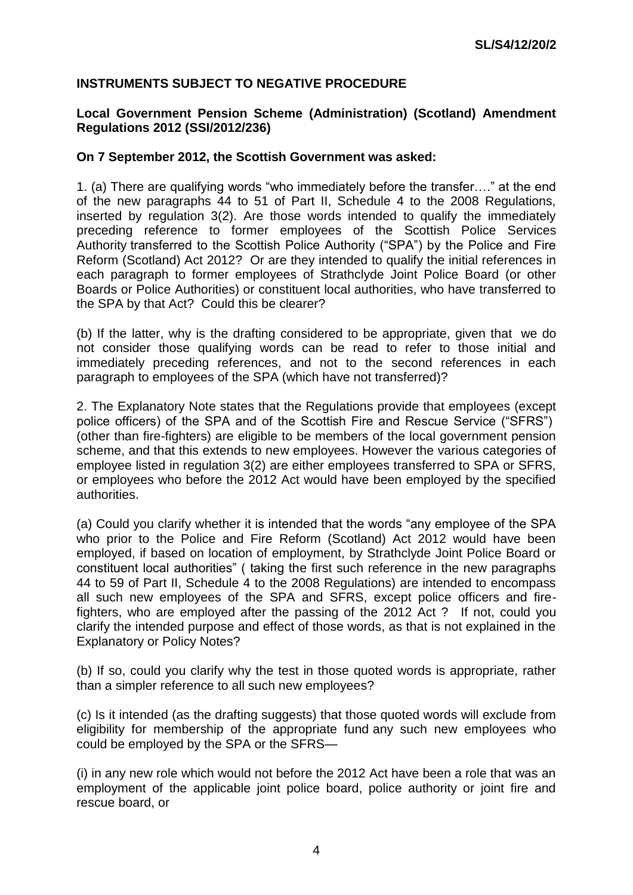## INSTRUMENTS SUBJECT TO NEGATIVE PROCEDURE

### Local Government Pension Scheme (Administration) (Scotland) Amendment Regulations 2012 (SSI/2012/236)

**On 7 September 2012, the Scottish Government was asked:**

1. (a) There are qualifying words "who immediately before the transfer…." at the end of the new paragraphs 44 to 51 of Part II, Schedule 4 to the 2008 Regulations, inserted by regulation 3(2). Are those words intended to qualify the immediately preceding reference to former employees of the Scottish Police Services Authority transferred to the Scottish Police Authority ("SPA") by the Police and Fire Reform (Scotland) Act 2012? Or are they intended to qualify the initial references in each paragraph to former employees of Strathclyde Joint Police Board (or other Boards or Police Authorities) or constituent local authorities, who have transferred to the SPA by that Act? Could this be clearer?

(b) If the latter, why is the drafting considered to be appropriate, given that we do not consider those qualifying words can be read to refer to those initial and immediately preceding references, and not to the second references in each paragraph to employees of the SPA (which have not transferred)?

2. The Explanatory Note states that the Regulations provide that employees (except police officers) of the SPA and of the Scottish Fire and Rescue Service ("SFRS") (other than fire-fighters) are eligible to be members of the local government pension scheme, and that this extends to new employees. However the various categories of employee listed in regulation 3(2) are either employees transferred to SPA or SFRS, or employees who before the 2012 Act would have been employed by the specified authorities.

(a) Could you clarify whether it is intended that the words "any employee of the SPA who prior to the Police and Fire Reform (Scotland) Act 2012 would have been employed, if based on location of employment, by Strathclyde Joint Police Board or constituent local authorities" ( taking the first such reference in the new paragraphs 44 to 59 of Part II, Schedule 4 to the 2008 Regulations) are intended to encompass all such new employees of the SPA and SFRS, except police officers and fire-fighters, who are employed after the passing of the 2012 Act ? If not, could you clarify the intended purpose and effect of those words, as that is not explained in the Explanatory or Policy Notes?

(b) If so, could you clarify why the test in those quoted words is appropriate, rather than a simpler reference to all such new employees?

(c) Is it intended (as the drafting suggests) that those quoted words will exclude from eligibility for membership of the appropriate fund any such new employees who could be employed by the SPA or the SFRS—

(i) in any new role which would not before the 2012 Act have been a role that was an employment of the applicable joint police board, police authority or joint fire and rescue board, or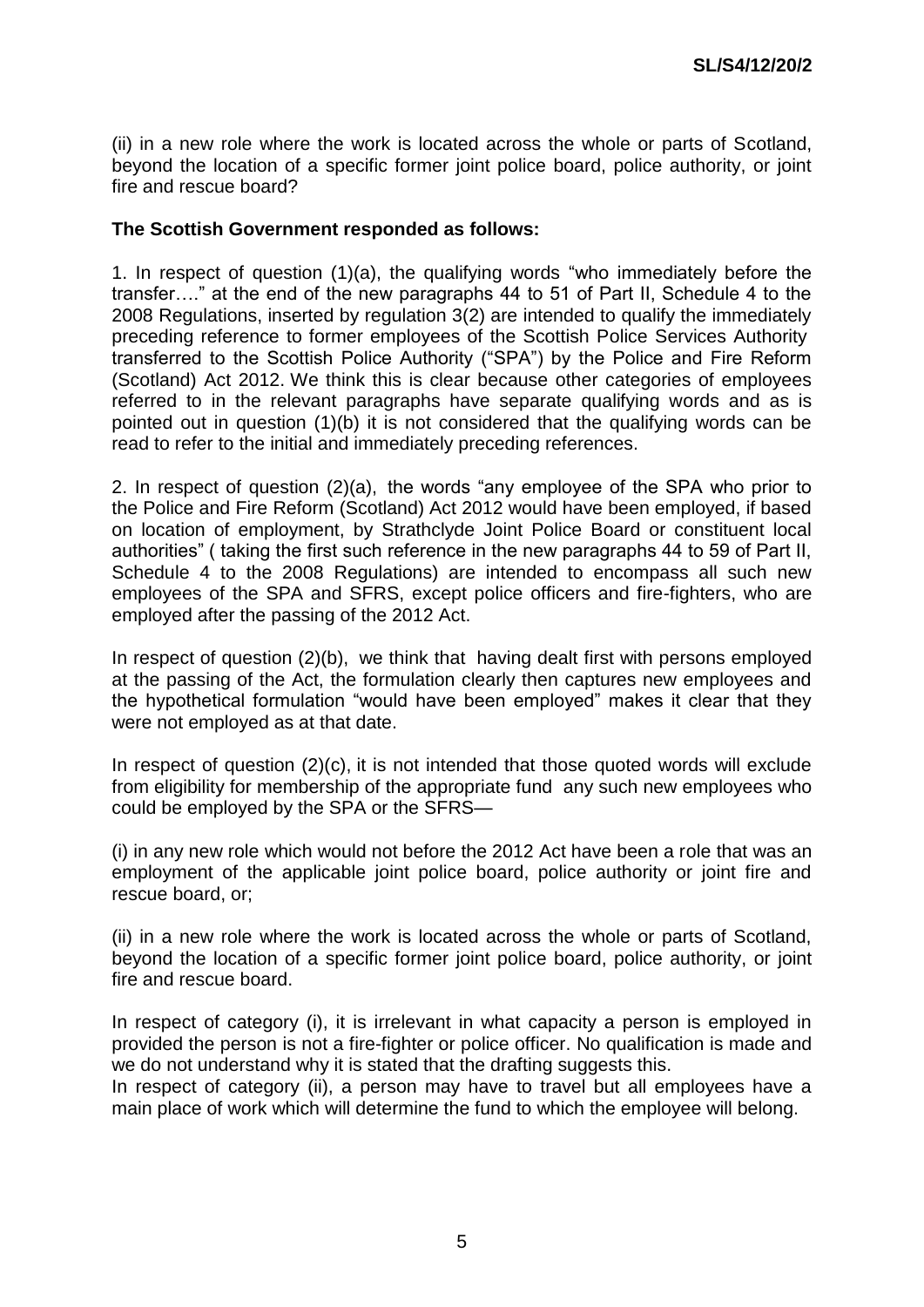(ii) in a new role where the work is located across the whole or parts of Scotland, beyond the location of a specific former joint police board, police authority, or joint fire and rescue board?

**The Scottish Government responded as follows:**

1. In respect of question (1)(a), the qualifying words "who immediately before the transfer…." at the end of the new paragraphs 44 to 51 of Part II, Schedule 4 to the 2008 Regulations, inserted by regulation 3(2) are intended to qualify the immediately preceding reference to former employees of the Scottish Police Services Authority transferred to the Scottish Police Authority ("SPA") by the Police and Fire Reform (Scotland) Act 2012. We think this is clear because other categories of employees referred to in the relevant paragraphs have separate qualifying words and as is pointed out in question (1)(b) it is not considered that the qualifying words can be read to refer to the initial and immediately preceding references.

2. In respect of question (2)(a), the words "any employee of the SPA who prior to the Police and Fire Reform (Scotland) Act 2012 would have been employed, if based on location of employment, by Strathclyde Joint Police Board or constituent local authorities" ( taking the first such reference in the new paragraphs 44 to 59 of Part II, Schedule 4 to the 2008 Regulations) are intended to encompass all such new employees of the SPA and SFRS, except police officers and fire-fighters, who are employed after the passing of the 2012 Act.

In respect of question (2)(b), we think that having dealt first with persons employed at the passing of the Act, the formulation clearly then captures new employees and the hypothetical formulation "would have been employed" makes it clear that they were not employed as at that date.

In respect of question (2)(c), it is not intended that those quoted words will exclude from eligibility for membership of the appropriate fund any such new employees who could be employed by the SPA or the SFRS—

(i) in any new role which would not before the 2012 Act have been a role that was an employment of the applicable joint police board, police authority or joint fire and rescue board, or;

(ii) in a new role where the work is located across the whole or parts of Scotland, beyond the location of a specific former joint police board, police authority, or joint fire and rescue board.

In respect of category (i), it is irrelevant in what capacity a person is employed in provided the person is not a fire-fighter or police officer. No qualification is made and we do not understand why it is stated that the drafting suggests this.

In respect of category (ii), a person may have to travel but all employees have a main place of work which will determine the fund to which the employee will belong.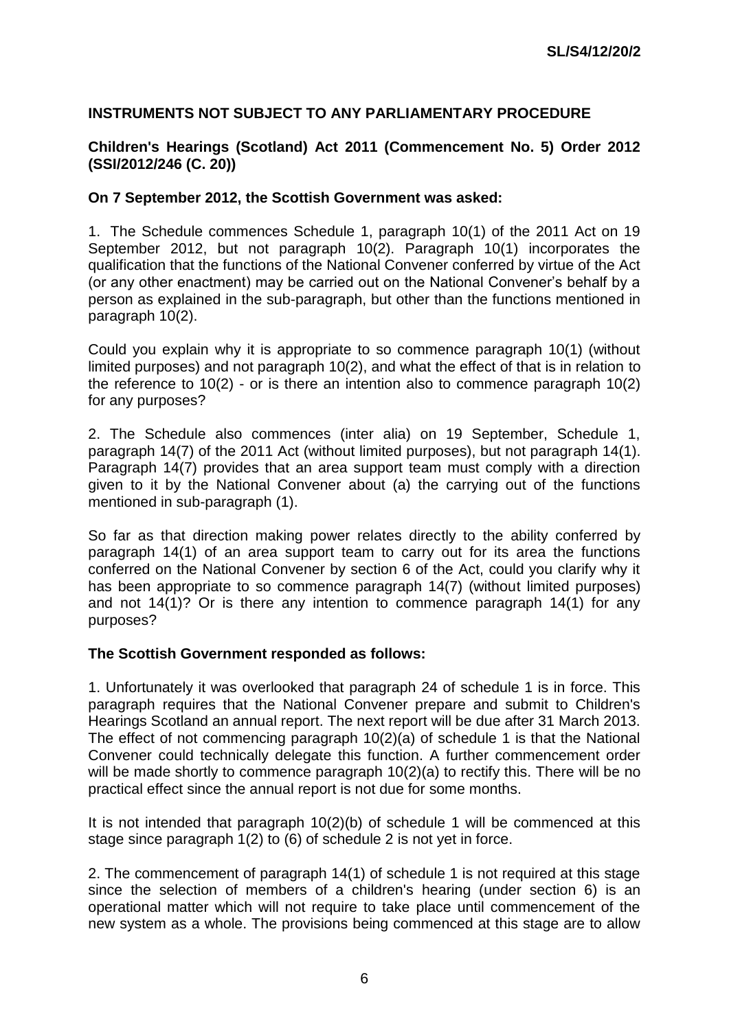## INSTRUMENTS NOT SUBJECT TO ANY PARLIAMENTARY PROCEDURE

### Children's Hearings (Scotland) Act 2011 (Commencement No. 5) Order 2012 (SSI/2012/246 (C. 20))

**On 7 September 2012, the Scottish Government was asked:**

1. The Schedule commences Schedule 1, paragraph 10(1) of the 2011 Act on 19 September 2012, but not paragraph 10(2). Paragraph 10(1) incorporates the qualification that the functions of the National Convener conferred by virtue of the Act (or any other enactment) may be carried out on the National Convener's behalf by a person as explained in the sub-paragraph, but other than the functions mentioned in paragraph 10(2).

Could you explain why it is appropriate to so commence paragraph 10(1) (without limited purposes) and not paragraph 10(2), and what the effect of that is in relation to the reference to 10(2) - or is there an intention also to commence paragraph 10(2) for any purposes?

2. The Schedule also commences (inter alia) on 19 September, Schedule 1, paragraph 14(7) of the 2011 Act (without limited purposes), but not paragraph 14(1). Paragraph 14(7) provides that an area support team must comply with a direction given to it by the National Convener about (a) the carrying out of the functions mentioned in sub-paragraph (1).

So far as that direction making power relates directly to the ability conferred by paragraph 14(1) of an area support team to carry out for its area the functions conferred on the National Convener by section 6 of the Act, could you clarify why it has been appropriate to so commence paragraph 14(7) (without limited purposes) and not 14(1)? Or is there any intention to commence paragraph 14(1) for any purposes?

**The Scottish Government responded as follows:**

1. Unfortunately it was overlooked that paragraph 24 of schedule 1 is in force. This paragraph requires that the National Convener prepare and submit to Children's Hearings Scotland an annual report. The next report will be due after 31 March 2013. The effect of not commencing paragraph 10(2)(a) of schedule 1 is that the National Convener could technically delegate this function. A further commencement order will be made shortly to commence paragraph 10(2)(a) to rectify this. There will be no practical effect since the annual report is not due for some months.

It is not intended that paragraph 10(2)(b) of schedule 1 will be commenced at this stage since paragraph 1(2) to (6) of schedule 2 is not yet in force.

2. The commencement of paragraph 14(1) of schedule 1 is not required at this stage since the selection of members of a children's hearing (under section 6) is an operational matter which will not require to take place until commencement of the new system as a whole. The provisions being commenced at this stage are to allow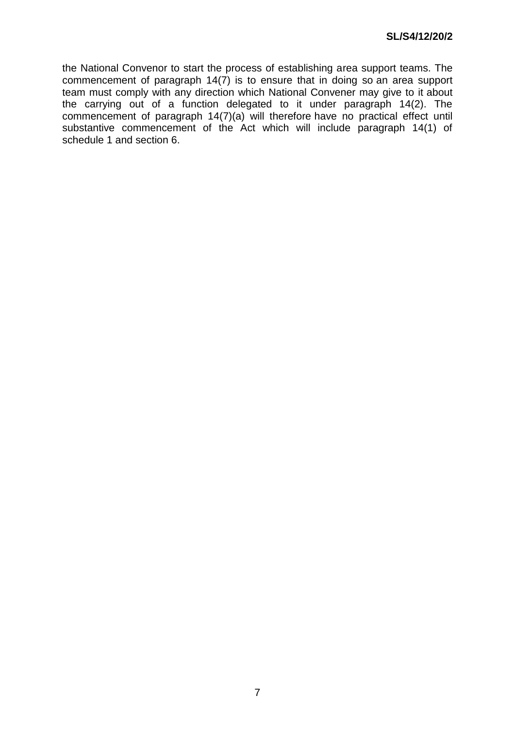the National Convenor to start the process of establishing area support teams. The commencement of paragraph 14(7) is to ensure that in doing so an area support team must comply with any direction which National Convener may give to it about the carrying out of a function delegated to it under paragraph 14(2). The commencement of paragraph 14(7)(a) will therefore have no practical effect until substantive commencement of the Act which will include paragraph 14(1) of schedule 1 and section 6.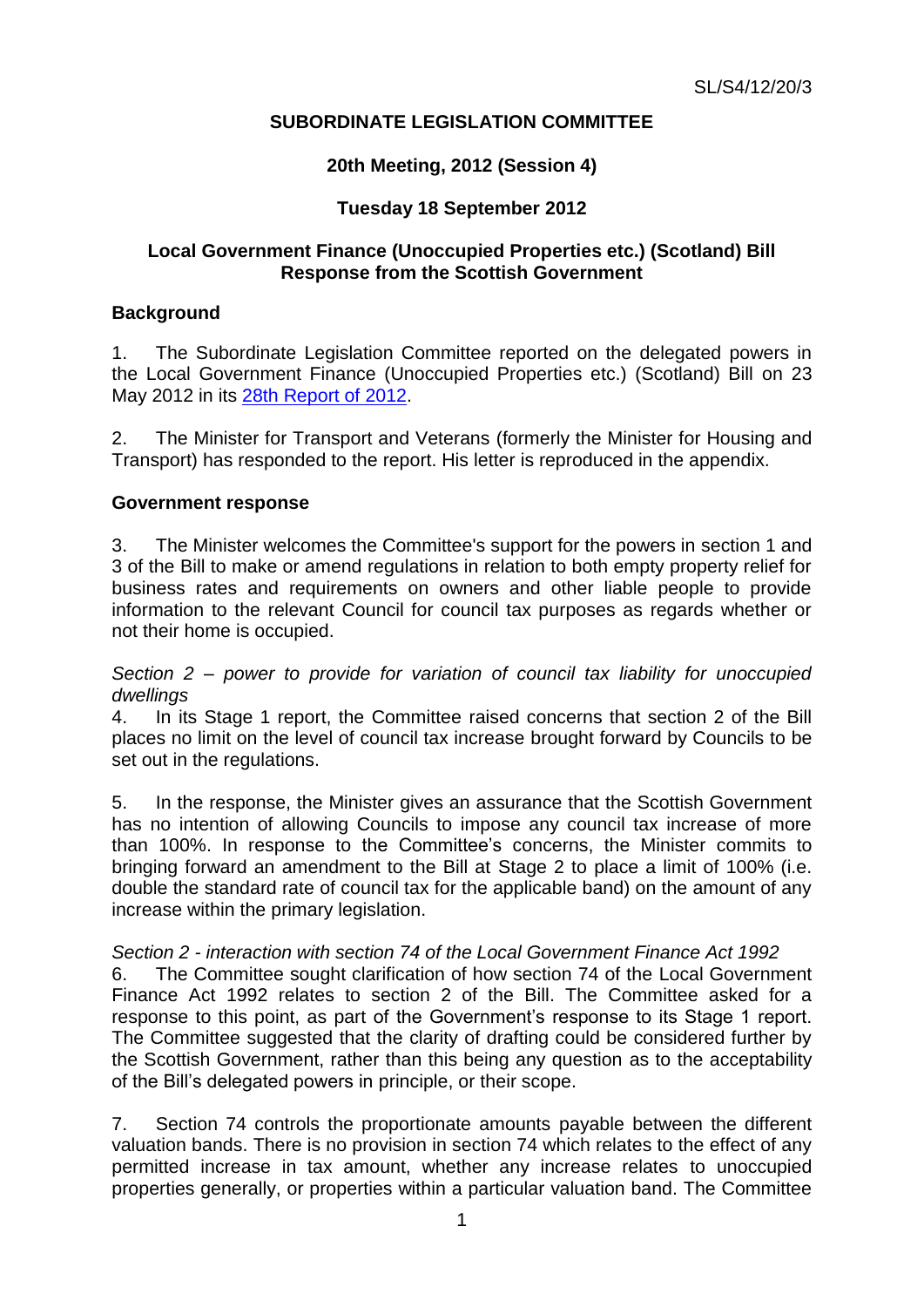SL/S4/12/20/3

**SUBORDINATE LEGISLATION COMMITTEE**

**20th Meeting, 2012 (Session 4)**

**Tuesday 18 September 2012**

**Local Government Finance (Unoccupied Properties etc.) (Scotland) Bill Response from the Scottish Government**

## Background

1. The Subordinate Legislation Committee reported on the delegated powers in the Local Government Finance (Unoccupied Properties etc.) (Scotland) Bill on 23 May 2012 in its 28th Report of 2012.

2. The Minister for Transport and Veterans (formerly the Minister for Housing and Transport) has responded to the report. His letter is reproduced in the appendix.

## Government response

3. The Minister welcomes the Committee's support for the powers in section 1 and 3 of the Bill to make or amend regulations in relation to both empty property relief for business rates and requirements on owners and other liable people to provide information to the relevant Council for council tax purposes as regards whether or not their home is occupied.

*Section 2 – power to provide for variation of council tax liability for unoccupied dwellings*

4. In its Stage 1 report, the Committee raised concerns that section 2 of the Bill places no limit on the level of council tax increase brought forward by Councils to be set out in the regulations.

5. In the response, the Minister gives an assurance that the Scottish Government has no intention of allowing Councils to impose any council tax increase of more than 100%. In response to the Committee's concerns, the Minister commits to bringing forward an amendment to the Bill at Stage 2 to place a limit of 100% (i.e. double the standard rate of council tax for the applicable band) on the amount of any increase within the primary legislation.

*Section 2 - interaction with section 74 of the Local Government Finance Act 1992*

6. The Committee sought clarification of how section 74 of the Local Government Finance Act 1992 relates to section 2 of the Bill. The Committee asked for a response to this point, as part of the Government's response to its Stage 1 report. The Committee suggested that the clarity of drafting could be considered further by the Scottish Government, rather than this being any question as to the acceptability of the Bill's delegated powers in principle, or their scope.

7. Section 74 controls the proportionate amounts payable between the different valuation bands. There is no provision in section 74 which relates to the effect of any permitted increase in tax amount, whether any increase relates to unoccupied properties generally, or properties within a particular valuation band. The Committee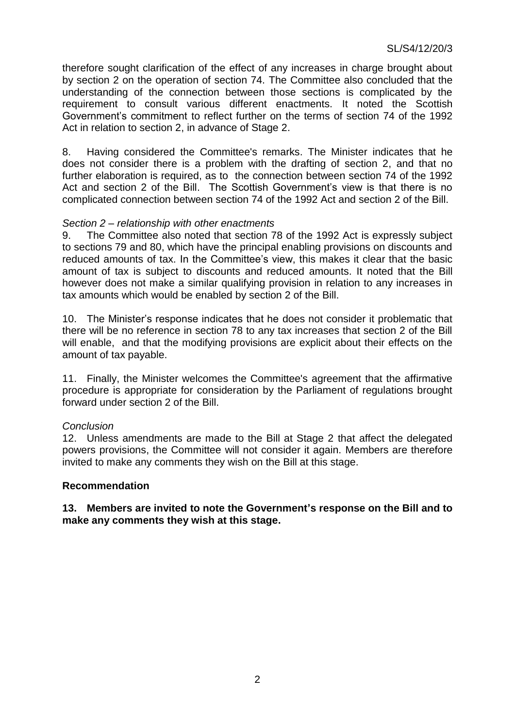therefore sought clarification of the effect of any increases in charge brought about by section 2 on the operation of section 74. The Committee also concluded that the understanding of the connection between those sections is complicated by the requirement to consult various different enactments. It noted the Scottish Government's commitment to reflect further on the terms of section 74 of the 1992 Act in relation to section 2, in advance of Stage 2.

8. Having considered the Committee's remarks. The Minister indicates that he does not consider there is a problem with the drafting of section 2, and that no further elaboration is required, as to the connection between section 74 of the 1992 Act and section 2 of the Bill. The Scottish Government's view is that there is no complicated connection between section 74 of the 1992 Act and section 2 of the Bill.

*Section 2 – relationship with other enactments*

9. The Committee also noted that section 78 of the 1992 Act is expressly subject to sections 79 and 80, which have the principal enabling provisions on discounts and reduced amounts of tax. In the Committee's view, this makes it clear that the basic amount of tax is subject to discounts and reduced amounts. It noted that the Bill however does not make a similar qualifying provision in relation to any increases in tax amounts which would be enabled by section 2 of the Bill.

10. The Minister's response indicates that he does not consider it problematic that there will be no reference in section 78 to any tax increases that section 2 of the Bill will enable, and that the modifying provisions are explicit about their effects on the amount of tax payable.

11. Finally, the Minister welcomes the Committee's agreement that the affirmative procedure is appropriate for consideration by the Parliament of regulations brought forward under section 2 of the Bill.

*Conclusion*

12. Unless amendments are made to the Bill at Stage 2 that affect the delegated powers provisions, the Committee will not consider it again. Members are therefore invited to make any comments they wish on the Bill at this stage.

**Recommendation**

**13. Members are invited to note the Government's response on the Bill and to make any comments they wish at this stage.**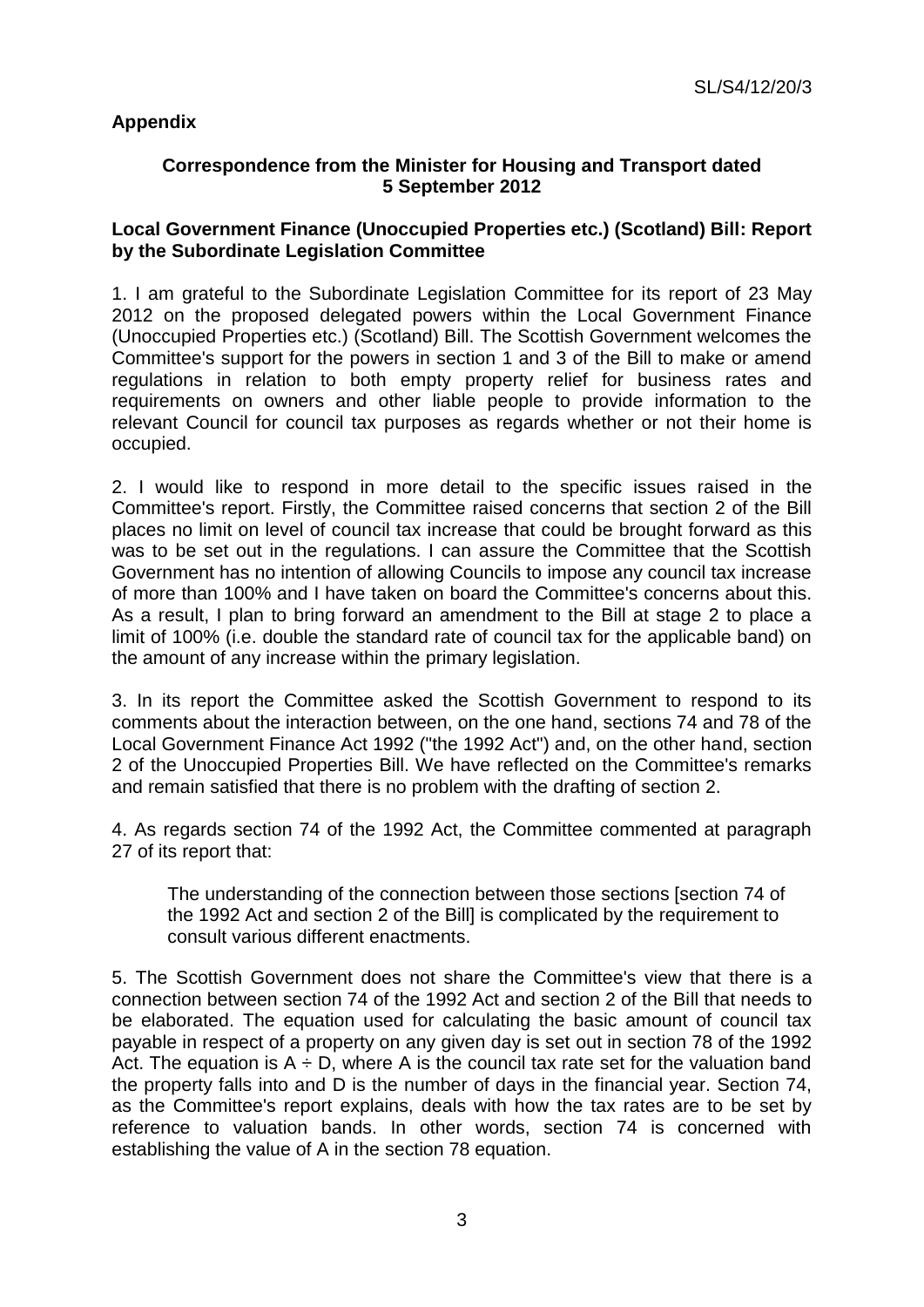## Appendix

### Correspondence from the Minister for Housing and Transport dated 5 September 2012

### Local Government Finance (Unoccupied Properties etc.) (Scotland) Bill: Report by the Subordinate Legislation Committee

1. I am grateful to the Subordinate Legislation Committee for its report of 23 May 2012 on the proposed delegated powers within the Local Government Finance (Unoccupied Properties etc.) (Scotland) Bill. The Scottish Government welcomes the Committee's support for the powers in section 1 and 3 of the Bill to make or amend regulations in relation to both empty property relief for business rates and requirements on owners and other liable people to provide information to the relevant Council for council tax purposes as regards whether or not their home is occupied.

2. I would like to respond in more detail to the specific issues raised in the Committee's report. Firstly, the Committee raised concerns that section 2 of the Bill places no limit on level of council tax increase that could be brought forward as this was to be set out in the regulations. I can assure the Committee that the Scottish Government has no intention of allowing Councils to impose any council tax increase of more than 100% and I have taken on board the Committee's concerns about this. As a result, I plan to bring forward an amendment to the Bill at stage 2 to place a limit of 100% (i.e. double the standard rate of council tax for the applicable band) on the amount of any increase within the primary legislation.

3. In its report the Committee asked the Scottish Government to respond to its comments about the interaction between, on the one hand, sections 74 and 78 of the Local Government Finance Act 1992 ("the 1992 Act") and, on the other hand, section 2 of the Unoccupied Properties Bill. We have reflected on the Committee's remarks and remain satisfied that there is no problem with the drafting of section 2.

4. As regards section 74 of the 1992 Act, the Committee commented at paragraph 27 of its report that:

> The understanding of the connection between those sections [section 74 of the 1992 Act and section 2 of the Bill] is complicated by the requirement to consult various different enactments.

5. The Scottish Government does not share the Committee's view that there is a connection between section 74 of the 1992 Act and section 2 of the Bill that needs to be elaborated. The equation used for calculating the basic amount of council tax payable in respect of a property on any given day is set out in section 78 of the 1992 Act. The equation is $A \div D$, where A is the council tax rate set for the valuation band the property falls into and D is the number of days in the financial year. Section 74, as the Committee's report explains, deals with how the tax rates are to be set by reference to valuation bands. In other words, section 74 is concerned with establishing the value of A in the section 78 equation.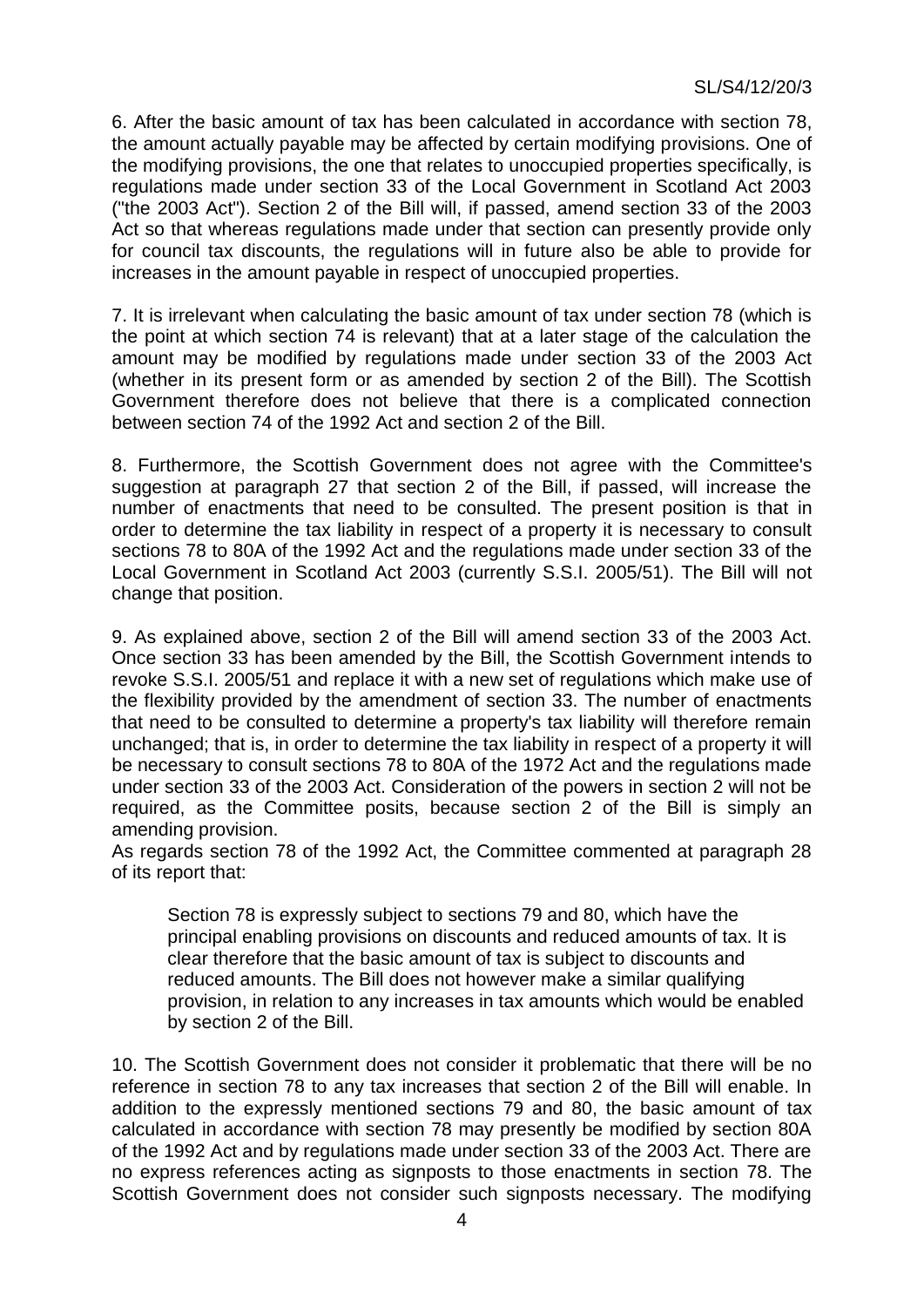6. After the basic amount of tax has been calculated in accordance with section 78, the amount actually payable may be affected by certain modifying provisions. One of the modifying provisions, the one that relates to unoccupied properties specifically, is regulations made under section 33 of the Local Government in Scotland Act 2003 ("the 2003 Act"). Section 2 of the Bill will, if passed, amend section 33 of the 2003 Act so that whereas regulations made under that section can presently provide only for council tax discounts, the regulations will in future also be able to provide for increases in the amount payable in respect of unoccupied properties.

7. It is irrelevant when calculating the basic amount of tax under section 78 (which is the point at which section 74 is relevant) that at a later stage of the calculation the amount may be modified by regulations made under section 33 of the 2003 Act (whether in its present form or as amended by section 2 of the Bill). The Scottish Government therefore does not believe that there is a complicated connection between section 74 of the 1992 Act and section 2 of the Bill.

8. Furthermore, the Scottish Government does not agree with the Committee's suggestion at paragraph 27 that section 2 of the Bill, if passed, will increase the number of enactments that need to be consulted. The present position is that in order to determine the tax liability in respect of a property it is necessary to consult sections 78 to 80A of the 1992 Act and the regulations made under section 33 of the Local Government in Scotland Act 2003 (currently S.S.I. 2005/51). The Bill will not change that position.

9. As explained above, section 2 of the Bill will amend section 33 of the 2003 Act. Once section 33 has been amended by the Bill, the Scottish Government intends to revoke S.S.I. 2005/51 and replace it with a new set of regulations which make use of the flexibility provided by the amendment of section 33. The number of enactments that need to be consulted to determine a property's tax liability will therefore remain unchanged; that is, in order to determine the tax liability in respect of a property it will be necessary to consult sections 78 to 80A of the 1972 Act and the regulations made under section 33 of the 2003 Act. Consideration of the powers in section 2 will not be required, as the Committee posits, because section 2 of the Bill is simply an amending provision.

As regards section 78 of the 1992 Act, the Committee commented at paragraph 28 of its report that:

> Section 78 is expressly subject to sections 79 and 80, which have the principal enabling provisions on discounts and reduced amounts of tax. It is clear therefore that the basic amount of tax is subject to discounts and reduced amounts. The Bill does not however make a similar qualifying provision, in relation to any increases in tax amounts which would be enabled by section 2 of the Bill.

10. The Scottish Government does not consider it problematic that there will be no reference in section 78 to any tax increases that section 2 of the Bill will enable. In addition to the expressly mentioned sections 79 and 80, the basic amount of tax calculated in accordance with section 78 may presently be modified by section 80A of the 1992 Act and by regulations made under section 33 of the 2003 Act. There are no express references acting as signposts to those enactments in section 78. The Scottish Government does not consider such signposts necessary. The modifying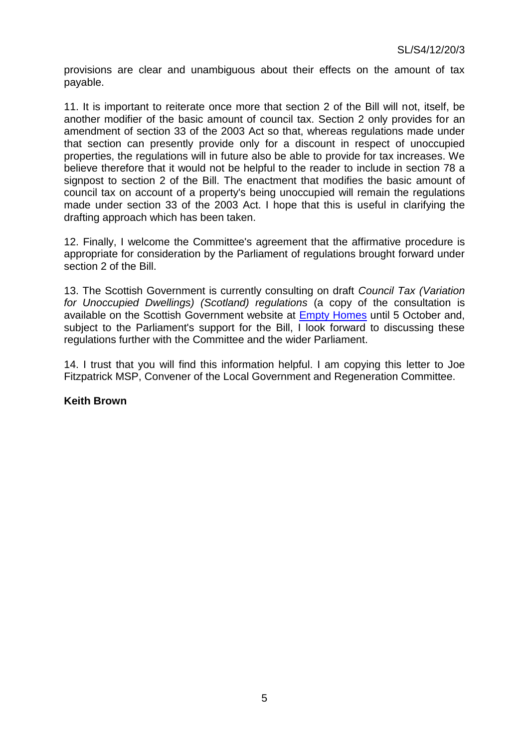provisions are clear and unambiguous about their effects on the amount of tax payable.

11. It is important to reiterate once more that section 2 of the Bill will not, itself, be another modifier of the basic amount of council tax. Section 2 only provides for an amendment of section 33 of the 2003 Act so that, whereas regulations made under that section can presently provide only for a discount in respect of unoccupied properties, the regulations will in future also be able to provide for tax increases. We believe therefore that it would not be helpful to the reader to include in section 78 a signpost to section 2 of the Bill. The enactment that modifies the basic amount of council tax on account of a property's being unoccupied will remain the regulations made under section 33 of the 2003 Act. I hope that this is useful in clarifying the drafting approach which has been taken.

12. Finally, I welcome the Committee's agreement that the affirmative procedure is appropriate for consideration by the Parliament of regulations brought forward under section 2 of the Bill.

13. The Scottish Government is currently consulting on draft *Council Tax (Variation for Unoccupied Dwellings) (Scotland) regulations* (a copy of the consultation is available on the Scottish Government website at Empty Homes until 5 October and, subject to the Parliament's support for the Bill, I look forward to discussing these regulations further with the Committee and the wider Parliament.

14. I trust that you will find this information helpful. I am copying this letter to Joe Fitzpatrick MSP, Convener of the Local Government and Regeneration Committee.

**Keith Brown**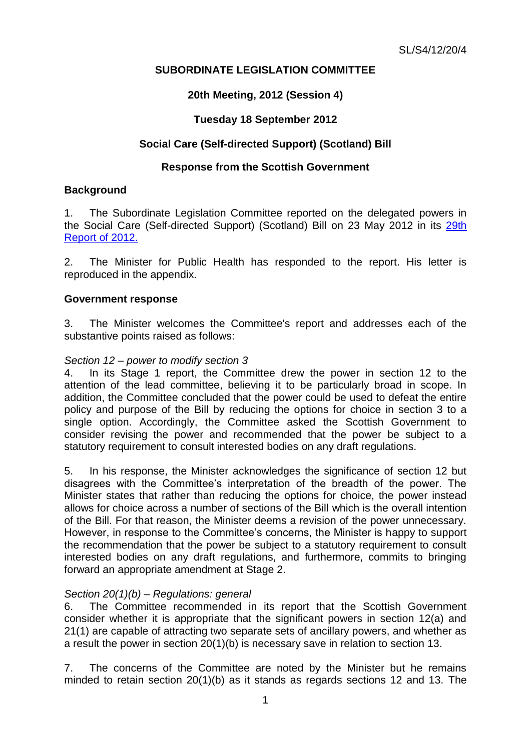SL/S4/12/20/4

**SUBORDINATE LEGISLATION COMMITTEE**

**20th Meeting, 2012 (Session 4)**

**Tuesday 18 September 2012**

**Social Care (Self-directed Support) (Scotland) Bill**

**Response from the Scottish Government**

## Background

1. The Subordinate Legislation Committee reported on the delegated powers in the Social Care (Self-directed Support) (Scotland) Bill on 23 May 2012 in its 29th Report of 2012.

2. The Minister for Public Health has responded to the report. His letter is reproduced in the appendix.

## Government response

3. The Minister welcomes the Committee's report and addresses each of the substantive points raised as follows:

*Section 12 – power to modify section 3*

4. In its Stage 1 report, the Committee drew the power in section 12 to the attention of the lead committee, believing it to be particularly broad in scope. In addition, the Committee concluded that the power could be used to defeat the entire policy and purpose of the Bill by reducing the options for choice in section 3 to a single option. Accordingly, the Committee asked the Scottish Government to consider revising the power and recommended that the power be subject to a statutory requirement to consult interested bodies on any draft regulations.

5. In his response, the Minister acknowledges the significance of section 12 but disagrees with the Committee's interpretation of the breadth of the power. The Minister states that rather than reducing the options for choice, the power instead allows for choice across a number of sections of the Bill which is the overall intention of the Bill. For that reason, the Minister deems a revision of the power unnecessary. However, in response to the Committee's concerns, the Minister is happy to support the recommendation that the power be subject to a statutory requirement to consult interested bodies on any draft regulations, and furthermore, commits to bringing forward an appropriate amendment at Stage 2.

*Section 20(1)(b) – Regulations: general*

6. The Committee recommended in its report that the Scottish Government consider whether it is appropriate that the significant powers in section 12(a) and 21(1) are capable of attracting two separate sets of ancillary powers, and whether as a result the power in section 20(1)(b) is necessary save in relation to section 13.

7. The concerns of the Committee are noted by the Minister but he remains minded to retain section 20(1)(b) as it stands as regards sections 12 and 13. The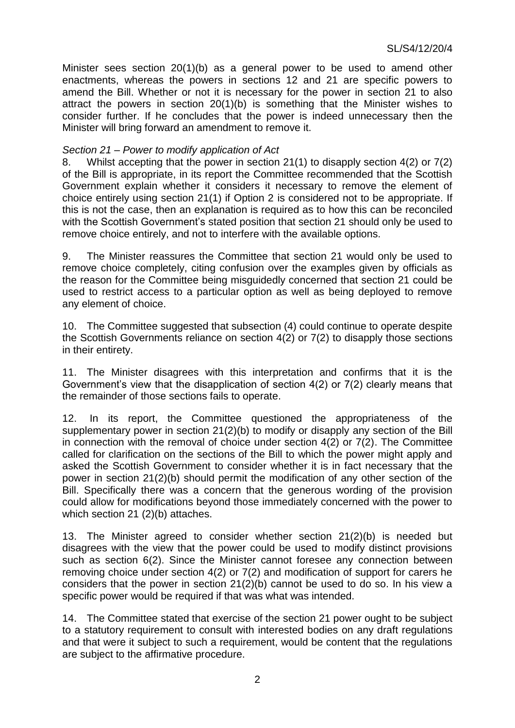Minister sees section 20(1)(b) as a general power to be used to amend other enactments, whereas the powers in sections 12 and 21 are specific powers to amend the Bill. Whether or not it is necessary for the power in section 21 to also attract the powers in section 20(1)(b) is something that the Minister wishes to consider further. If he concludes that the power is indeed unnecessary then the Minister will bring forward an amendment to remove it.

*Section 21 – Power to modify application of Act*

8. Whilst accepting that the power in section 21(1) to disapply section 4(2) or 7(2) of the Bill is appropriate, in its report the Committee recommended that the Scottish Government explain whether it considers it necessary to remove the element of choice entirely using section 21(1) if Option 2 is considered not to be appropriate. If this is not the case, then an explanation is required as to how this can be reconciled with the Scottish Government's stated position that section 21 should only be used to remove choice entirely, and not to interfere with the available options.

9. The Minister reassures the Committee that section 21 would only be used to remove choice completely, citing confusion over the examples given by officials as the reason for the Committee being misguidedly concerned that section 21 could be used to restrict access to a particular option as well as being deployed to remove any element of choice.

10. The Committee suggested that subsection (4) could continue to operate despite the Scottish Governments reliance on section 4(2) or 7(2) to disapply those sections in their entirety.

11. The Minister disagrees with this interpretation and confirms that it is the Government's view that the disapplication of section 4(2) or 7(2) clearly means that the remainder of those sections fails to operate.

12. In its report, the Committee questioned the appropriateness of the supplementary power in section 21(2)(b) to modify or disapply any section of the Bill in connection with the removal of choice under section 4(2) or 7(2). The Committee called for clarification on the sections of the Bill to which the power might apply and asked the Scottish Government to consider whether it is in fact necessary that the power in section 21(2)(b) should permit the modification of any other section of the Bill. Specifically there was a concern that the generous wording of the provision could allow for modifications beyond those immediately concerned with the power to which section 21 (2)(b) attaches.

13. The Minister agreed to consider whether section 21(2)(b) is needed but disagrees with the view that the power could be used to modify distinct provisions such as section 6(2). Since the Minister cannot foresee any connection between removing choice under section 4(2) or 7(2) and modification of support for carers he considers that the power in section 21(2)(b) cannot be used to do so. In his view a specific power would be required if that was what was intended.

14. The Committee stated that exercise of the section 21 power ought to be subject to a statutory requirement to consult with interested bodies on any draft regulations and that were it subject to such a requirement, would be content that the regulations are subject to the affirmative procedure.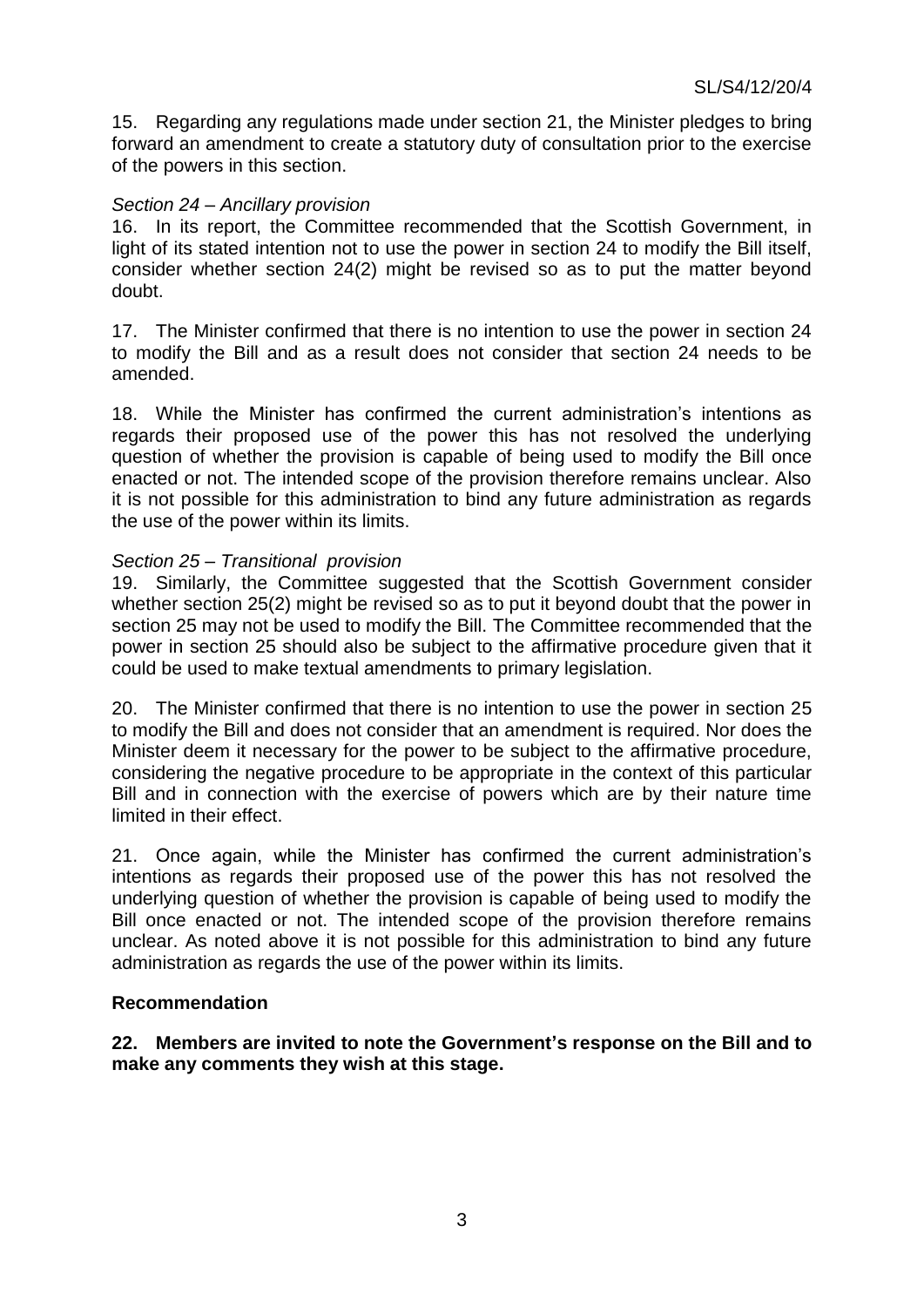15. Regarding any regulations made under section 21, the Minister pledges to bring forward an amendment to create a statutory duty of consultation prior to the exercise of the powers in this section.

*Section 24 – Ancillary provision*

16. In its report, the Committee recommended that the Scottish Government, in light of its stated intention not to use the power in section 24 to modify the Bill itself, consider whether section 24(2) might be revised so as to put the matter beyond doubt.

17. The Minister confirmed that there is no intention to use the power in section 24 to modify the Bill and as a result does not consider that section 24 needs to be amended.

18. While the Minister has confirmed the current administration's intentions as regards their proposed use of the power this has not resolved the underlying question of whether the provision is capable of being used to modify the Bill once enacted or not. The intended scope of the provision therefore remains unclear. Also it is not possible for this administration to bind any future administration as regards the use of the power within its limits.

*Section 25 – Transitional provision*

19. Similarly, the Committee suggested that the Scottish Government consider whether section 25(2) might be revised so as to put it beyond doubt that the power in section 25 may not be used to modify the Bill. The Committee recommended that the power in section 25 should also be subject to the affirmative procedure given that it could be used to make textual amendments to primary legislation.

20. The Minister confirmed that there is no intention to use the power in section 25 to modify the Bill and does not consider that an amendment is required. Nor does the Minister deem it necessary for the power to be subject to the affirmative procedure, considering the negative procedure to be appropriate in the context of this particular Bill and in connection with the exercise of powers which are by their nature time limited in their effect.

21. Once again, while the Minister has confirmed the current administration's intentions as regards their proposed use of the power this has not resolved the underlying question of whether the provision is capable of being used to modify the Bill once enacted or not. The intended scope of the provision therefore remains unclear. As noted above it is not possible for this administration to bind any future administration as regards the use of the power within its limits.

**Recommendation**

**22. Members are invited to note the Government's response on the Bill and to make any comments they wish at this stage.**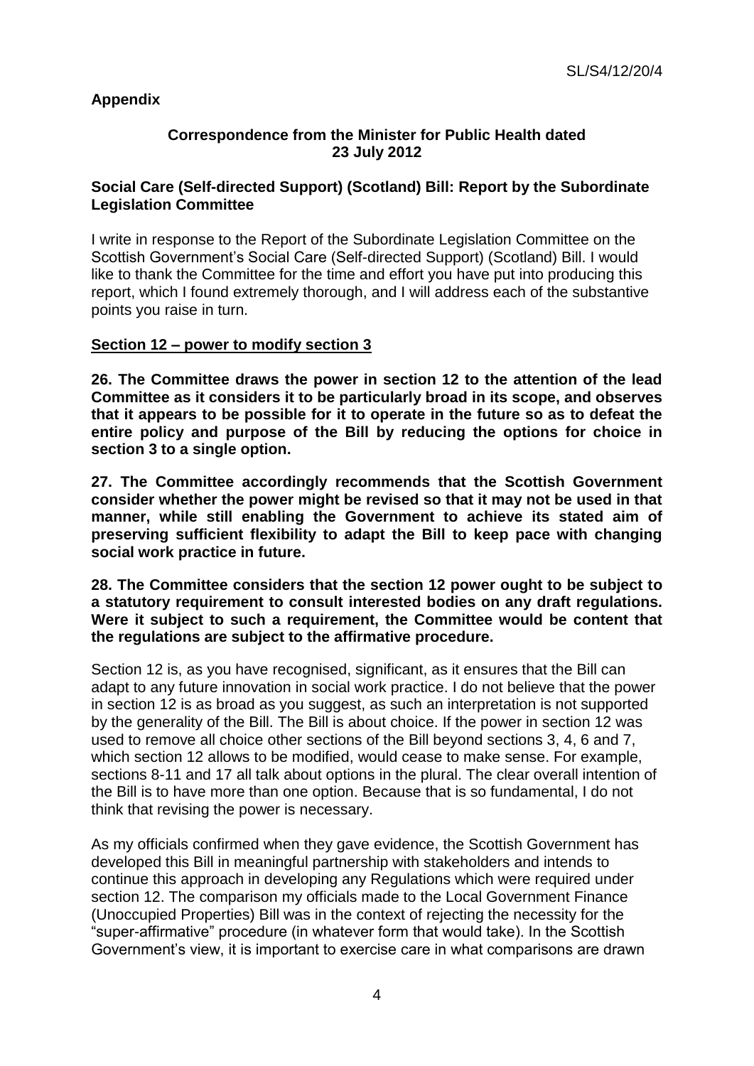**Appendix**

**Correspondence from the Minister for Public Health dated 23 July 2012**

**Social Care (Self-directed Support) (Scotland) Bill: Report by the Subordinate Legislation Committee**

I write in response to the Report of the Subordinate Legislation Committee on the Scottish Government's Social Care (Self-directed Support) (Scotland) Bill. I would like to thank the Committee for the time and effort you have put into producing this report, which I found extremely thorough, and I will address each of the substantive points you raise in turn.

**Section 12 – power to modify section 3**

**26. The Committee draws the power in section 12 to the attention of the lead Committee as it considers it to be particularly broad in its scope, and observes that it appears to be possible for it to operate in the future so as to defeat the entire policy and purpose of the Bill by reducing the options for choice in section 3 to a single option.**

**27. The Committee accordingly recommends that the Scottish Government consider whether the power might be revised so that it may not be used in that manner, while still enabling the Government to achieve its stated aim of preserving sufficient flexibility to adapt the Bill to keep pace with changing social work practice in future.**

**28. The Committee considers that the section 12 power ought to be subject to a statutory requirement to consult interested bodies on any draft regulations. Were it subject to such a requirement, the Committee would be content that the regulations are subject to the affirmative procedure.**

Section 12 is, as you have recognised, significant, as it ensures that the Bill can adapt to any future innovation in social work practice. I do not believe that the power in section 12 is as broad as you suggest, as such an interpretation is not supported by the generality of the Bill. The Bill is about choice. If the power in section 12 was used to remove all choice other sections of the Bill beyond sections 3, 4, 6 and 7, which section 12 allows to be modified, would cease to make sense. For example, sections 8-11 and 17 all talk about options in the plural. The clear overall intention of the Bill is to have more than one option. Because that is so fundamental, I do not think that revising the power is necessary.

As my officials confirmed when they gave evidence, the Scottish Government has developed this Bill in meaningful partnership with stakeholders and intends to continue this approach in developing any Regulations which were required under section 12. The comparison my officials made to the Local Government Finance (Unoccupied Properties) Bill was in the context of rejecting the necessity for the "super-affirmative" procedure (in whatever form that would take). In the Scottish Government's view, it is important to exercise care in what comparisons are drawn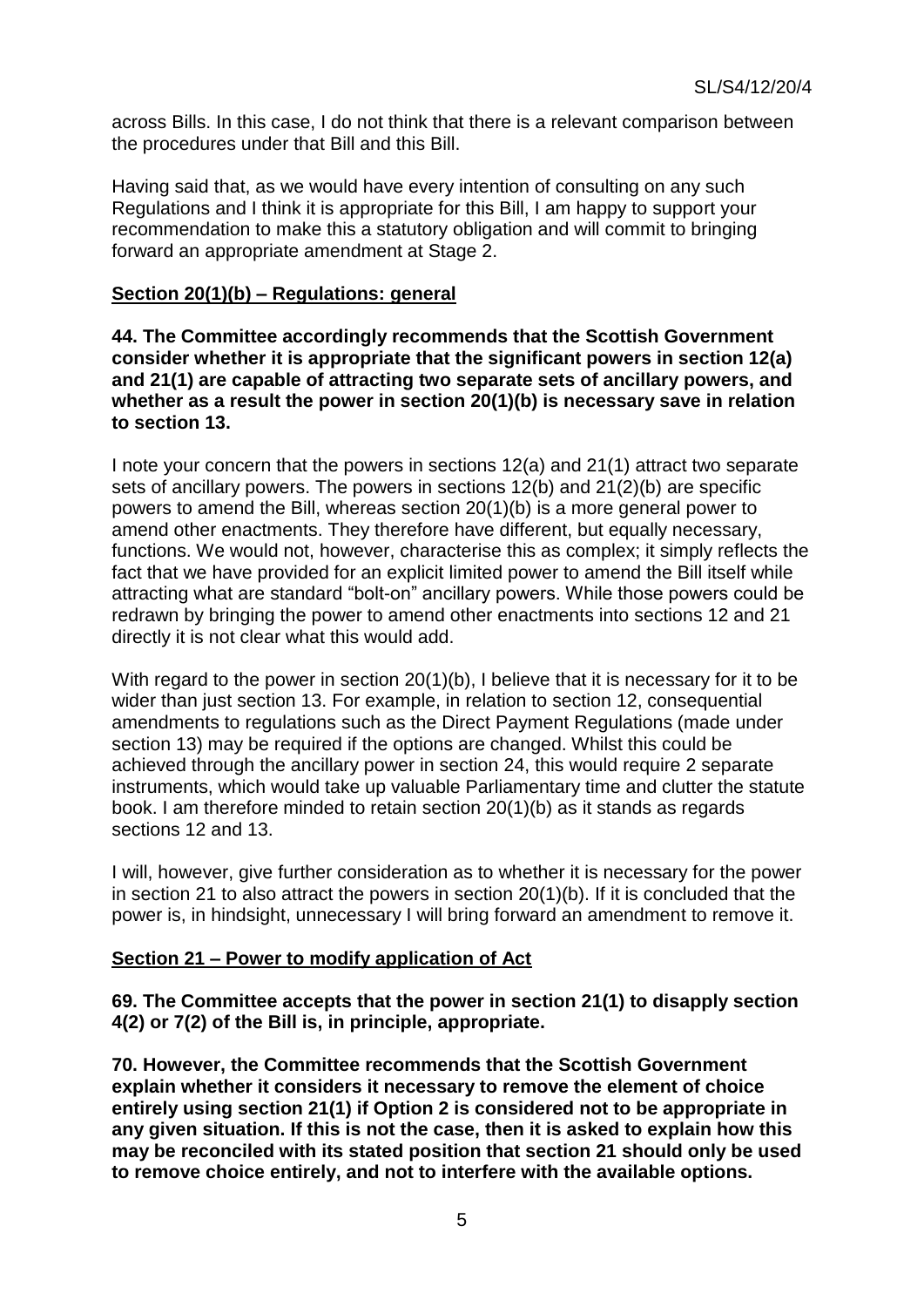across Bills. In this case, I do not think that there is a relevant comparison between the procedures under that Bill and this Bill.

Having said that, as we would have every intention of consulting on any such Regulations and I think it is appropriate for this Bill, I am happy to support your recommendation to make this a statutory obligation and will commit to bringing forward an appropriate amendment at Stage 2.

**Section 20(1)(b) – Regulations: general**

**44. The Committee accordingly recommends that the Scottish Government consider whether it is appropriate that the significant powers in section 12(a) and 21(1) are capable of attracting two separate sets of ancillary powers, and whether as a result the power in section 20(1)(b) is necessary save in relation to section 13.**

I note your concern that the powers in sections 12(a) and 21(1) attract two separate sets of ancillary powers. The powers in sections 12(b) and 21(2)(b) are specific powers to amend the Bill, whereas section 20(1)(b) is a more general power to amend other enactments. They therefore have different, but equally necessary, functions. We would not, however, characterise this as complex; it simply reflects the fact that we have provided for an explicit limited power to amend the Bill itself while attracting what are standard "bolt-on" ancillary powers. While those powers could be redrawn by bringing the power to amend other enactments into sections 12 and 21 directly it is not clear what this would add.

With regard to the power in section 20(1)(b), I believe that it is necessary for it to be wider than just section 13. For example, in relation to section 12, consequential amendments to regulations such as the Direct Payment Regulations (made under section 13) may be required if the options are changed. Whilst this could be achieved through the ancillary power in section 24, this would require 2 separate instruments, which would take up valuable Parliamentary time and clutter the statute book. I am therefore minded to retain section 20(1)(b) as it stands as regards sections 12 and 13.

I will, however, give further consideration as to whether it is necessary for the power in section 21 to also attract the powers in section 20(1)(b). If it is concluded that the power is, in hindsight, unnecessary I will bring forward an amendment to remove it.

**Section 21 – Power to modify application of Act**

**69. The Committee accepts that the power in section 21(1) to disapply section 4(2) or 7(2) of the Bill is, in principle, appropriate.**

**70. However, the Committee recommends that the Scottish Government explain whether it considers it necessary to remove the element of choice entirely using section 21(1) if Option 2 is considered not to be appropriate in any given situation. If this is not the case, then it is asked to explain how this may be reconciled with its stated position that section 21 should only be used to remove choice entirely, and not to interfere with the available options.**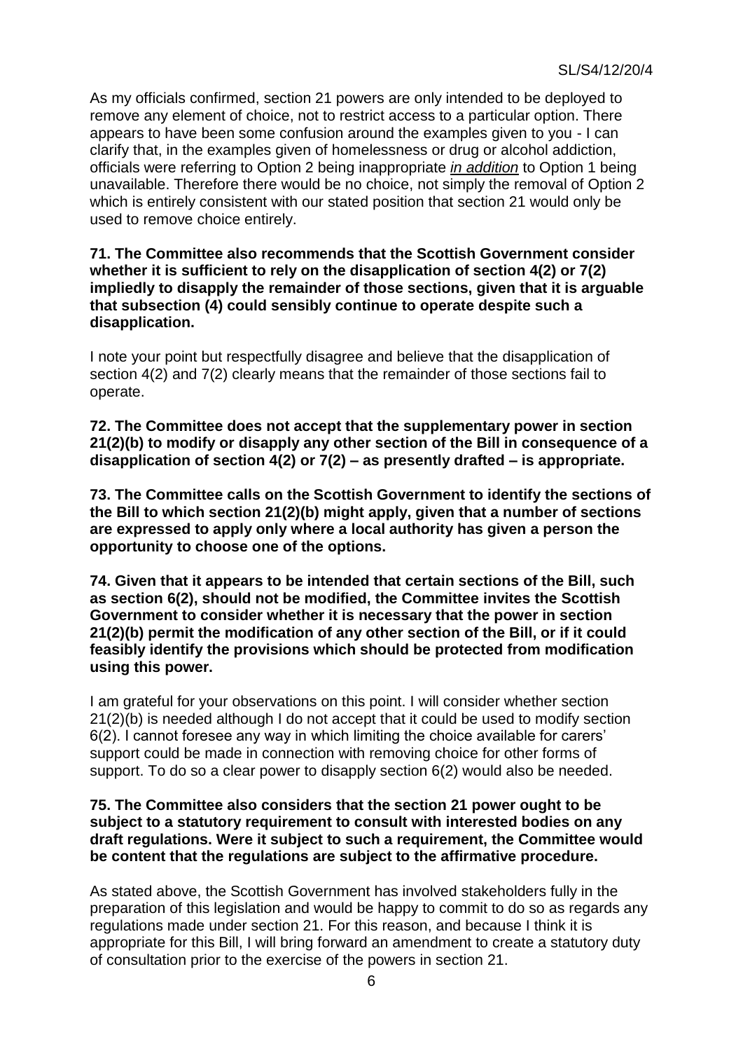As my officials confirmed, section 21 powers are only intended to be deployed to remove any element of choice, not to restrict access to a particular option. There appears to have been some confusion around the examples given to you - I can clarify that, in the examples given of homelessness or drug or alcohol addiction, officials were referring to Option 2 being inappropriate *in addition* to Option 1 being unavailable. Therefore there would be no choice, not simply the removal of Option 2 which is entirely consistent with our stated position that section 21 would only be used to remove choice entirely.

**71. The Committee also recommends that the Scottish Government consider whether it is sufficient to rely on the disapplication of section 4(2) or 7(2) impliedly to disapply the remainder of those sections, given that it is arguable that subsection (4) could sensibly continue to operate despite such a disapplication.**

I note your point but respectfully disagree and believe that the disapplication of section 4(2) and 7(2) clearly means that the remainder of those sections fail to operate.

**72. The Committee does not accept that the supplementary power in section 21(2)(b) to modify or disapply any other section of the Bill in consequence of a disapplication of section 4(2) or 7(2) – as presently drafted – is appropriate.**

**73. The Committee calls on the Scottish Government to identify the sections of the Bill to which section 21(2)(b) might apply, given that a number of sections are expressed to apply only where a local authority has given a person the opportunity to choose one of the options.**

**74. Given that it appears to be intended that certain sections of the Bill, such as section 6(2), should not be modified, the Committee invites the Scottish Government to consider whether it is necessary that the power in section 21(2)(b) permit the modification of any other section of the Bill, or if it could feasibly identify the provisions which should be protected from modification using this power.**

I am grateful for your observations on this point. I will consider whether section 21(2)(b) is needed although I do not accept that it could be used to modify section 6(2). I cannot foresee any way in which limiting the choice available for carers' support could be made in connection with removing choice for other forms of support. To do so a clear power to disapply section 6(2) would also be needed.

**75. The Committee also considers that the section 21 power ought to be subject to a statutory requirement to consult with interested bodies on any draft regulations. Were it subject to such a requirement, the Committee would be content that the regulations are subject to the affirmative procedure.**

As stated above, the Scottish Government has involved stakeholders fully in the preparation of this legislation and would be happy to commit to do so as regards any regulations made under section 21. For this reason, and because I think it is appropriate for this Bill, I will bring forward an amendment to create a statutory duty of consultation prior to the exercise of the powers in section 21.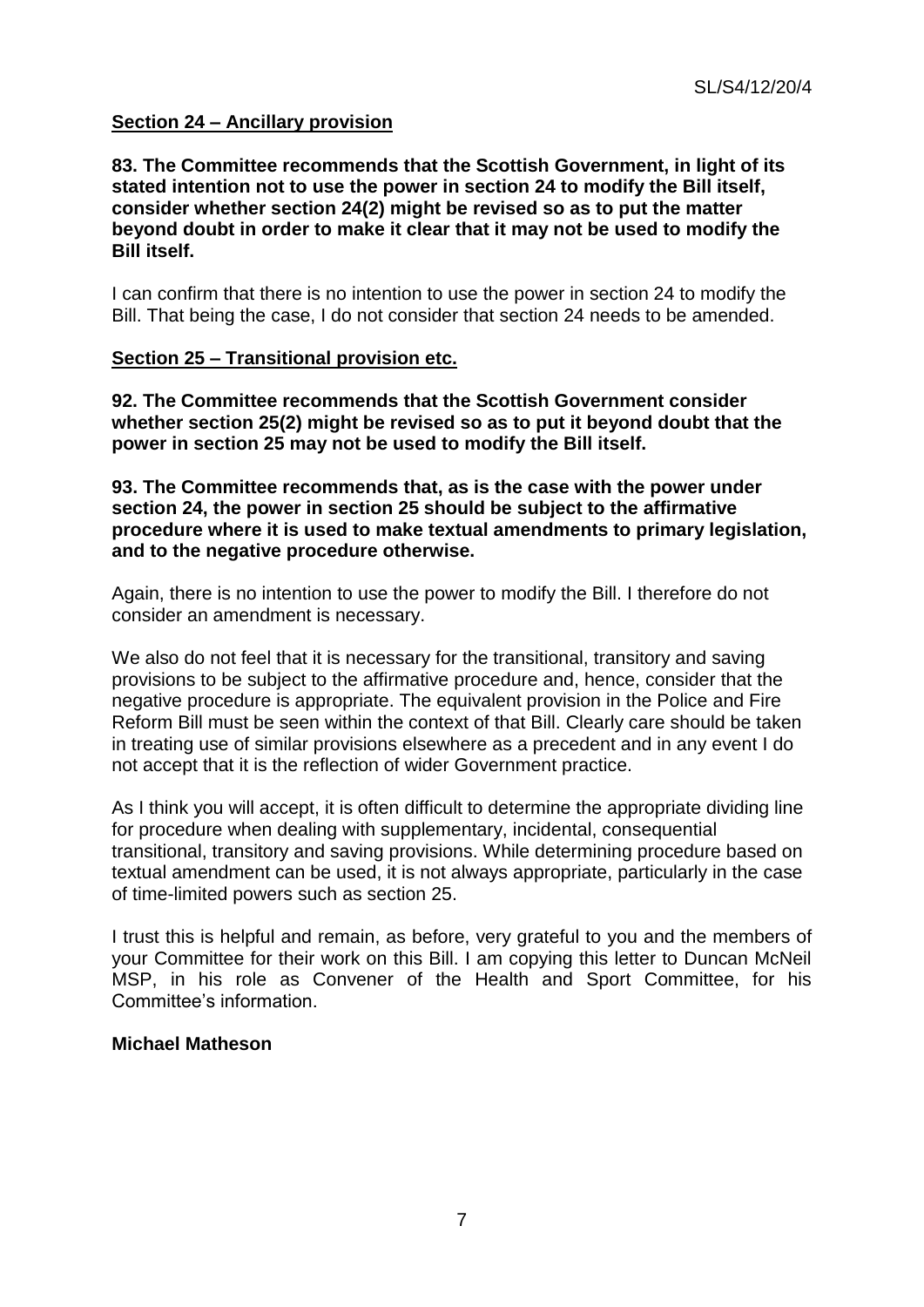**Section 24 – Ancillary provision**

**83. The Committee recommends that the Scottish Government, in light of its stated intention not to use the power in section 24 to modify the Bill itself, consider whether section 24(2) might be revised so as to put the matter beyond doubt in order to make it clear that it may not be used to modify the Bill itself.**

I can confirm that there is no intention to use the power in section 24 to modify the Bill. That being the case, I do not consider that section 24 needs to be amended.

**Section 25 – Transitional provision etc.**

**92. The Committee recommends that the Scottish Government consider whether section 25(2) might be revised so as to put it beyond doubt that the power in section 25 may not be used to modify the Bill itself.**

**93. The Committee recommends that, as is the case with the power under section 24, the power in section 25 should be subject to the affirmative procedure where it is used to make textual amendments to primary legislation, and to the negative procedure otherwise.**

Again, there is no intention to use the power to modify the Bill. I therefore do not consider an amendment is necessary.

We also do not feel that it is necessary for the transitional, transitory and saving provisions to be subject to the affirmative procedure and, hence, consider that the negative procedure is appropriate. The equivalent provision in the Police and Fire Reform Bill must be seen within the context of that Bill. Clearly care should be taken in treating use of similar provisions elsewhere as a precedent and in any event I do not accept that it is the reflection of wider Government practice.

As I think you will accept, it is often difficult to determine the appropriate dividing line for procedure when dealing with supplementary, incidental, consequential transitional, transitory and saving provisions. While determining procedure based on textual amendment can be used, it is not always appropriate, particularly in the case of time-limited powers such as section 25.

I trust this is helpful and remain, as before, very grateful to you and the members of your Committee for their work on this Bill. I am copying this letter to Duncan McNeil MSP, in his role as Convener of the Health and Sport Committee, for his Committee's information.

**Michael Matheson**